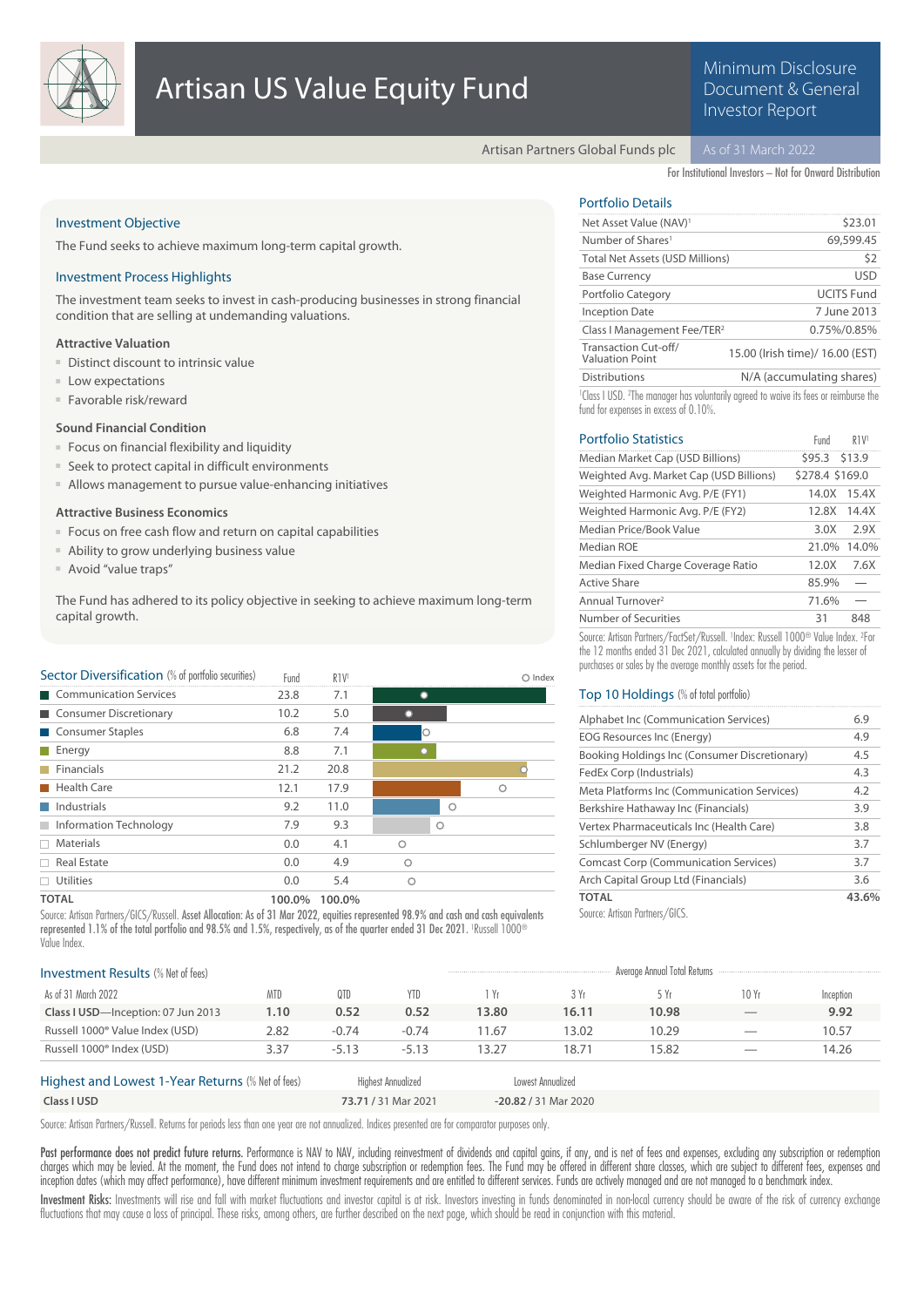# Artisan US Value Equity Fund

Minimum Disclosure Document & General Investor Report

Artisan Partners Global Funds plc — As of 31 March 2022

For Institutional Investors – Not for Onward Distribution

## Investment Objective

The Fund seeks to achieve maximum long-term capital growth.

## Investment Process Highlights

The investment team seeks to invest in cash-producing businesses in strong financial condition that are selling at undemanding valuations.

### Attractive Valuation

- Distinct discount to intrinsic value
- Low expectations
- Favorable risk/reward

### Sound Financial Condition

- Focus on financial flexibility and liquidity
- Seek to protect capital in difficult environments
- Allows management to pursue value-enhancing initiatives

### Attractive Business Economics

- Focus on free cash flow and return on capital capabilities
- Ability to grow underlying business value
- Avoid "value traps"

The Fund has adhered to its policy objective in seeking to achieve maximum long-term capital growth.

## Portfolio Details

| | |
|---|---|
| Net Asset Value (NAV)[1] | $23.01 |
| Number of Shares[1] | 69,599.45 |
| Total Net Assets (USD Millions) | $2 |
| Base Currency | USD |
| Portfolio Category | UCITS Fund |
| Inception Date | 7 June 2013 |
| Class I Management Fee/TER[2] | 0.75%/0.85% |
| Transaction Cut-off/ Valuation Point | 15.00 (Irish time)/ 16.00 (EST) |
| Distributions | N/A (accumulating shares) |

[1]Class I USD. [2]The manager has voluntarily agreed to waive its fees or reimburse the fund for expenses in excess of 0.10%.

## Portfolio Statistics

| | Fund | R1V[1] |
|---|---|---|
| Median Market Cap (USD Billions) | $95.3 | $13.9 |
| Weighted Avg. Market Cap (USD Billions) | $278.4 | $169.0 |
| Weighted Harmonic Avg. P/E (FY1) | 14.0X | 15.4X |
| Weighted Harmonic Avg. P/E (FY2) | 12.8X | 14.4X |
| Median Price/Book Value | 3.0X | 2.9X |
| Median ROE | 21.0% | 14.0% |
| Median Fixed Charge Coverage Ratio | 12.0X | 7.6X |
| Active Share | 85.9% | — |
| Annual Turnover[2] | 71.6% | — |
| Number of Securities | 31 | 848 |

Source: Artisan Partners/FactSet/Russell. [1]Index: Russell 1000® Value Index. [2]For the 12 months ended 31 Dec 2021, calculated annually by dividing the lesser of purchases or sales by the average monthly assets for the period.

## Sector Diversification (% of portfolio securities)

| Sector | Fund | R1V[1] |
|---|---|---|
| Communication Services | 23.8 | 7.1 |
| Consumer Discretionary | 10.2 | 5.0 |
| Consumer Staples | 6.8 | 7.4 |
| Energy | 8.8 | 7.1 |
| Financials | 21.2 | 20.8 |
| Health Care | 12.1 | 17.9 |
| Industrials | 9.2 | 11.0 |
| Information Technology | 7.9 | 9.3 |
| Materials | 0.0 | 4.1 |
| Real Estate | 0.0 | 4.9 |
| Utilities | 0.0 | 5.4 |
| **TOTAL** | **100.0%** | **100.0%** |

Source: Artisan Partners/GICS/Russell. **Asset Allocation:** As of 31 Mar 2022, equities represented 98.9% and cash and cash equivalents represented 1.1% of the total portfolio and 98.5% and 1.5%, respectively, as of the quarter ended 31 Dec 2021. [1]Russell 1000® Value Index.

## Top 10 Holdings (% of total portfolio)

| | |
|---|---|
| Alphabet Inc (Communication Services) | 6.9 |
| EOG Resources Inc (Energy) | 4.9 |
| Booking Holdings Inc (Consumer Discretionary) | 4.5 |
| FedEx Corp (Industrials) | 4.3 |
| Meta Platforms Inc (Communication Services) | 4.2 |
| Berkshire Hathaway Inc (Financials) | 3.9 |
| Vertex Pharmaceuticals Inc (Health Care) | 3.8 |
| Schlumberger NV (Energy) | 3.7 |
| Comcast Corp (Communication Services) | 3.7 |
| Arch Capital Group Ltd (Financials) | 3.6 |
| **TOTAL** | **43.6%** |

Source: Artisan Partners/GICS.

## Investment Results (% Net of fees)

| | | | | Average Annual Total Returns | | | | |
|---|---|---|---|---|---|---|---|---|
| As of 31 March 2022 | MTD | QTD | YTD | 1 Yr | 3 Yr | 5 Yr | 10 Yr | Inception |
| **Class I USD**—Inception: 07 Jun 2013 | **1.10** | **0.52** | **0.52** | **13.80** | **16.11** | **10.98** | — | **9.92** |
| Russell 1000® Value Index (USD) | 2.82 | -0.74 | -0.74 | 11.67 | 13.02 | 10.29 | — | 10.57 |
| Russell 1000® Index (USD) | 3.37 | -5.13 | -5.13 | 13.27 | 18.71 | 15.82 | — | 14.26 |

## Highest and Lowest 1-Year Returns (% Net of fees)

| | Highest Annualized | Lowest Annualized |
|---|---|---|
| **Class I USD** | **73.71** / 31 Mar 2021 | **-20.82** / 31 Mar 2020 |

Source: Artisan Partners/Russell. Returns for periods less than one year are not annualized. Indices presented are for comparator purposes only.

**Past performance does not predict future returns.** Performance is NAV to NAV, including reinvestment of dividends and capital gains, if any, and is net of fees and expenses, excluding any subscription or redemption charges which may be levied. At the moment, the Fund does not intend to charge subscription or redemption fees. The Fund may be offered in different share classes, which are subject to different fees, expenses and inception dates (which may affect performance), have different minimum investment requirements and are entitled to different services. Funds are actively managed and are not managed to a benchmark index.

**Investment Risks:** Investments will rise and fall with market fluctuations and investor capital is at risk. Investors investing in funds denominated in non-local currency should be aware of the risk of currency exchange fluctuations that may cause a loss of principal. These risks, among others, are further described on the next page, which should be read in conjunction with this material.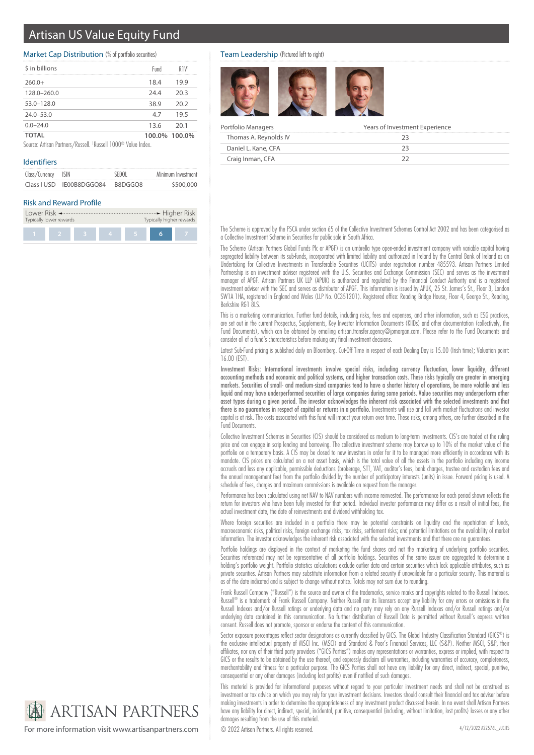# Artisan US Value Equity Fund

## Market Cap Distribution (% of portfolio securities)

| $ in billions | Fund | R1V[1] |
|---|---|---|
| 260.0+ | 18.4 | 19.9 |
| 128.0–260.0 | 24.4 | 20.3 |
| 53.0–128.0 | 38.9 | 20.2 |
| 24.0–53.0 | 4.7 | 19.5 |
| 0.0–24.0 | 13.6 | 20.1 |
| **TOTAL** | **100.0%** | **100.0%** |

Source: Artisan Partners/Russell. [1]Russell 1000® Value Index.

## Identifiers

| Class/Currency | ISIN | SEDOL | Minimum Investment |
|---|---|---|---|
| Class I USD | IE00B8DGGQ84 | B8DGGQ8 | $500,000 |

## Risk and Reward Profile

Lower Risk ◄ ► Higher Risk
Typically lower rewards — Typically higher rewards

| 1 | 2 | 3 | 4 | 5 | **6** | 7 |
|---|---|---|---|---|---|---|

## Team Leadership (Pictured left to right)

| Portfolio Managers | Years of Investment Experience |
|---|---|
| Thomas A. Reynolds IV | 23 |
| Daniel L. Kane, CFA | 23 |
| Craig Inman, CFA | 22 |

The Scheme is approved by the FSCA under section 65 of the Collective Investment Schemes Control Act 2002 and has been categorised as a Collective Investment Scheme in Securities for public sale in South Africa.

The Scheme (Artisan Partners Global Funds Plc or APGF) is an umbrella type open-ended investment company with variable capital having segregated liability between its sub-funds, incorporated with limited liability and authorized in Ireland by the Central Bank of Ireland as an Undertaking for Collective Investments in Transferable Securities (UCITS) under registration number 485593. Artisan Partners Limited Partnership is an investment adviser registered with the U.S. Securities and Exchange Commission (SEC) and serves as the investment manager of APGF. Artisan Partners UK LLP (APUK) is authorized and regulated by the Financial Conduct Authority and is a registered investment adviser with the SEC and serves as distributor of APGF. This information is issued by APUK, 25 St. James's St., Floor 3, London SW1A 1HA, registered in England and Wales (LLP No. OC351201). Registered office: Reading Bridge House, Floor 4, George St., Reading, Berkshire RG1 8LS.

This is a marketing communication. Further fund details, including risks, fees and expenses, and other information, such as ESG practices, are set out in the current Prospectus, Supplements, Key Investor Information Documents (KIIDs) and other documentation (collectively, the Fund Documents), which can be obtained by emailing artisan.transfer.agency@jpmorgan.com. Please refer to the Fund Documents and consider all of a fund's characteristics before making any final investment decisions.

Latest Sub-Fund pricing is published daily on Bloomberg. Cut-Off Time in respect of each Dealing Day is 15.00 (Irish time); Valuation point: 16.00 (EST).

**Investment Risks: International investments involve special risks, including currency fluctuation, lower liquidity, different accounting methods and economic and political systems, and higher transaction costs. These risks typically are greater in emerging markets. Securities of small- and medium-sized companies tend to have a shorter history of operations, be more volatile and less liquid and may have underperformed securities of large companies during some periods. Value securities may underperform other asset types during a given period. The investor acknowledges the inherent risk associated with the selected investments and that there is no guarantees in respect of capital or returns in a portfolio.** Investments will rise and fall with market fluctuations and investor capital is at risk. The costs associated with this fund will impact your return over time. These risks, among others, are further described in the Fund Documents.

Collective Investment Schemes in Securities (CIS) should be considered as medium to long-term investments. CIS's are traded at the ruling price and can engage in scrip lending and borrowing. The collective investment scheme may borrow up to 10% of the market value of the portfolio on a temporary basis. A CIS may be closed to new investors in order for it to be managed more efficiently in accordance with its mandate. CIS prices are calculated on a net asset basis, which is the total value of all the assets in the portfolio including any income accruals and less any applicable, permissible deductions (brokerage, STT, VAT, auditor's fees, bank charges, trustee and custodian fees and the annual management fee) from the portfolio divided by the number of participatory interests (units) in issue. Forward pricing is used. A schedule of fees, charges and maximum commissions is available on request from the manager.

Performance has been calculated using net NAV to NAV numbers with income reinvested. The performance for each period shown reflects the return for investors who have been fully invested for that period. Individual investor performance may differ as a result of initial fees, the actual investment date, the date of reinvestments and dividend withholding tax.

Where foreign securities are included in a portfolio there may be potential constraints on liquidity and the repatriation of funds, macroeconomic risks, political risks, foreign exchange risks, tax risks, settlement risks; and potential limitations on the availability of market information. The investor acknowledges the inherent risk associated with the selected investments and that there are no guarantees.

Portfolio holdings are displayed in the context of marketing the fund shares and not the marketing of underlying portfolio securities. Securities referenced may not be representative of all portfolio holdings. Securities of the same issuer are aggregated to determine a holding's portfolio weight. Portfolio statistics calculations exclude outlier data and certain securities which lack applicable attributes, such as private securities. Artisan Partners may substitute information from a related security if unavailable for a particular security. This material is as of the date indicated and is subject to change without notice. Totals may not sum due to rounding.

Frank Russell Company ("Russell") is the source and owner of the trademarks, service marks and copyrights related to the Russell Indexes. Russell® is a trademark of Frank Russell Company. Neither Russell nor its licensors accept any liability for any errors or omissions in the Russell Indexes and/or Russell ratings or underlying data and no party may rely on any Russell Indexes and/or Russell ratings and/or underlying data contained in this communication. No further distribution of Russell Data is permitted without Russell's express written consent. Russell does not promote, sponsor or endorse the content of this communication.

Sector exposure percentages reflect sector designations as currently classified by GICS. The Global Industry Classification Standard (GICS®) is the exclusive intellectual property of MSCI Inc. (MSCI) and Standard & Poor's Financial Services, LLC (S&P). Neither MSCI, S&P, their affiliates, nor any of their third party providers ("GICS Parties") makes any representations or warranties, express or implied, with respect to GICS or the results to be obtained by the use thereof, and expressly disclaim all warranties, including warranties of accuracy, completeness, merchantability and fitness for a particular purpose. The GICS Parties shall not have any liability for any direct, indirect, special, punitive, consequential or any other damages (including lost profits) even if notified of such damages.

This material is provided for informational purposes without regard to your particular investment needs and shall not be construed as investment or tax advice on which you may rely for your investment decisions. Investors should consult their financial and tax adviser before making investments in order to determine the appropriateness of any investment product discussed herein. In no event shall Artisan Partners have any liability for direct, indirect, special, incidental, punitive, consequential (including, without limitation, lost profits) losses or any other damages resulting from the use of this material.

© 2022 Artisan Partners. All rights reserved.

ARTISAN PARTNERS

For more information visit www.artisanpartners.com

4/12/2022 A22574L_vUCITS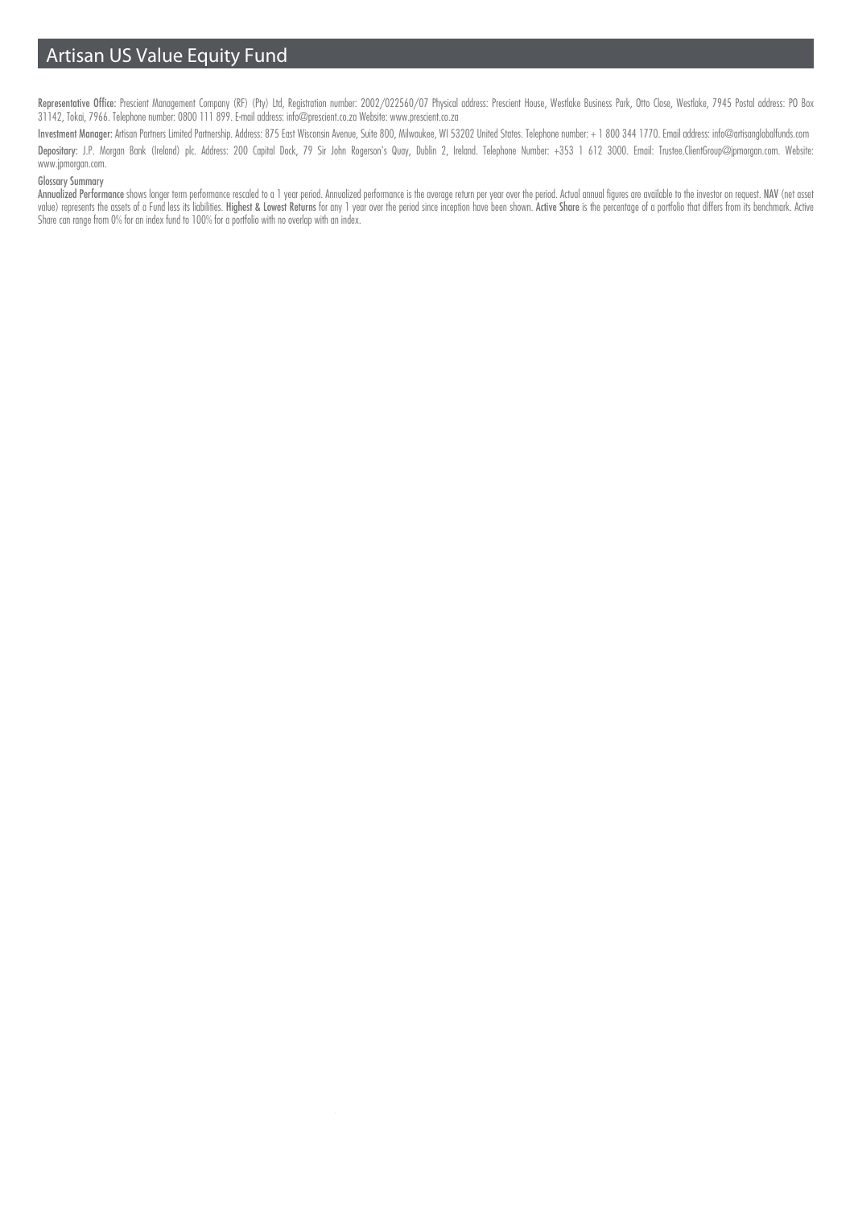# Artisan US Value Equity Fund

**Representative Office:** Prescient Management Company (RF) (Pty) Ltd, Registration number: 2002/022560/07 Physical address: Prescient House, Westlake Business Park, Otto Close, Westlake, 7945 Postal address: PO Box 31142, Tokai, 7966. Telephone number: 0800 111 899. E-mail address: info@prescient.co.za Website: www.prescient.co.za

**Investment Manager:** Artisan Partners Limited Partnership. Address: 875 East Wisconsin Avenue, Suite 800, Milwaukee, WI 53202 United States. Telephone number: + 1 800 344 1770. Email address: info@artisanglobalfunds.com

**Depositary:** J.P. Morgan Bank (Ireland) plc. Address: 200 Capital Dock, 79 Sir John Rogerson's Quay, Dublin 2, Ireland. Telephone Number: +353 1 612 3000. Email: Trustee.ClientGroup@jpmorgan.com. Website: www.jpmorgan.com.

**Glossary Summary**

**Annualized Performance** shows longer term performance rescaled to a 1 year period. Annualized performance is the average return per year over the period. Actual annual figures are available to the investor on request. **NAV** (net asset value) represents the assets of a Fund less its liabilities. **Highest & Lowest Returns** for any 1 year over the period since inception have been shown. **Active Share** is the percentage of a portfolio that differs from its benchmark. Active Share can range from 0% for an index fund to 100% for a portfolio with no overlap with an index.